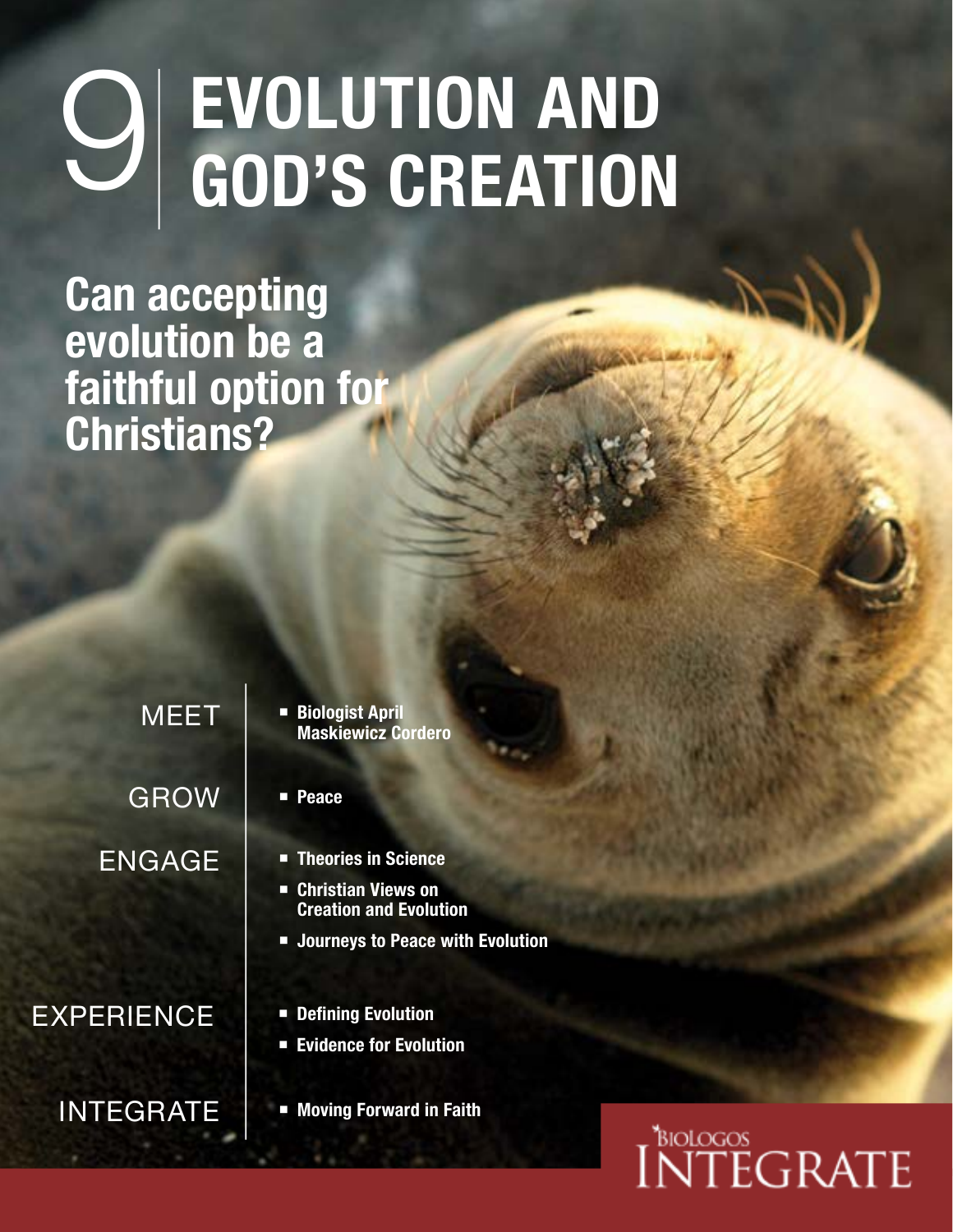# 9 | EVOLUTION AND GOD'S CREATION

## Can accepting evolution be a faithful option for Christians?

**MEET**
- **Biologist April Maskiewicz Cordero**

**GROW**
- **Peace**

**ENGAGE**
- **Theories in Science**
- **Christian Views on Creation and Evolution**
- **Journeys to Peace with Evolution**

**EXPERIENCE**
- **Defining Evolution**
- **Evidence for Evolution**

**INTEGRATE**
- **Moving Forward in Faith**

BIOLOGOS INTEGRATE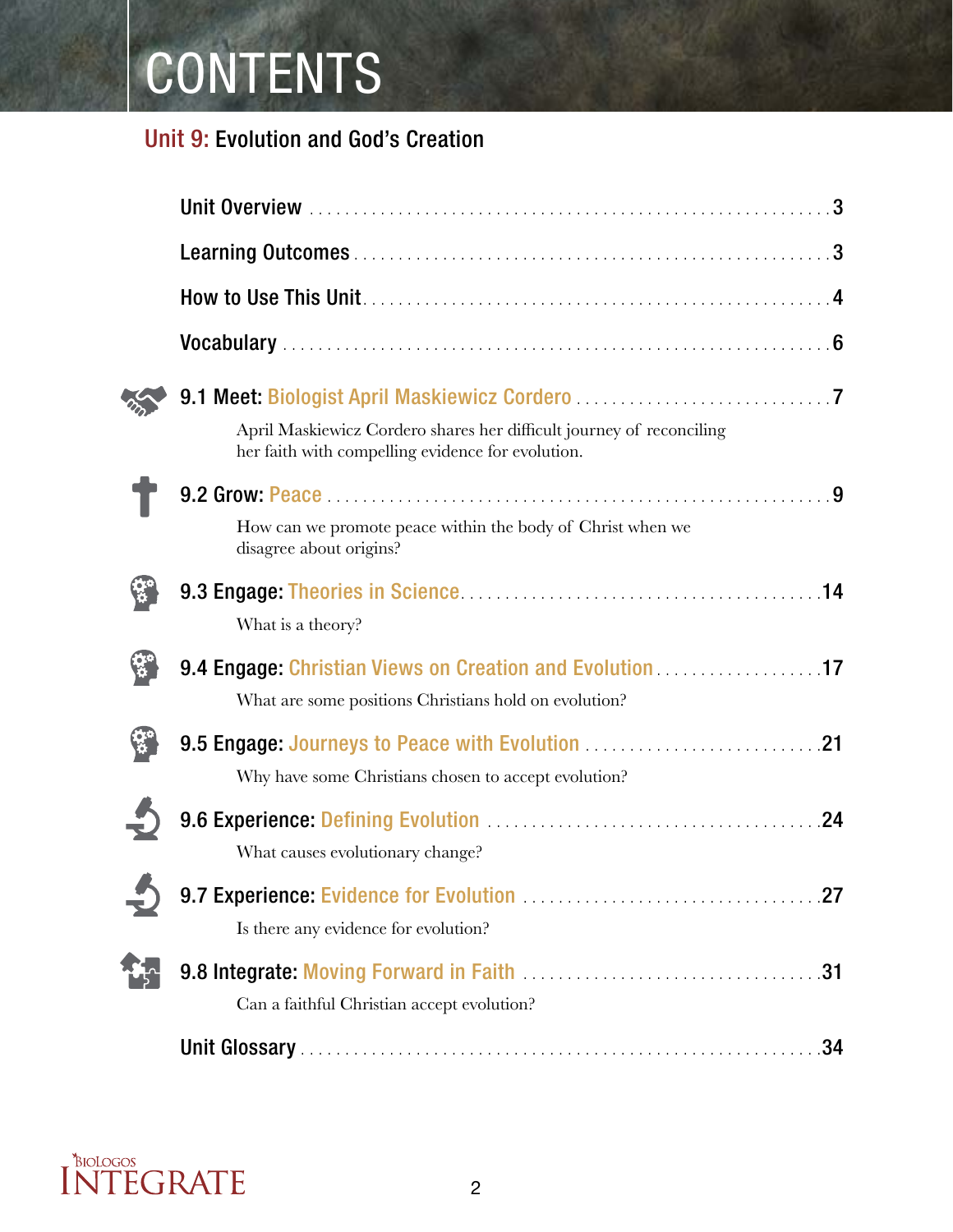# CONTENTS

## Unit 9: Evolution and God's Creation

**Unit Overview** . . . . . . . . . . . . . . . . . . . . . . . . . . . . . . . . . . . . . . . . . . . . . . . . . . . . . . . . . . . 3

**Learning Outcomes** . . . . . . . . . . . . . . . . . . . . . . . . . . . . . . . . . . . . . . . . . . . . . . . . . . . . . 3

**How to Use This Unit** . . . . . . . . . . . . . . . . . . . . . . . . . . . . . . . . . . . . . . . . . . . . . . . . . . . 4

**Vocabulary** . . . . . . . . . . . . . . . . . . . . . . . . . . . . . . . . . . . . . . . . . . . . . . . . . . . . . . . . . . . . 6

**9.1 Meet: Biologist April Maskiewicz Cordero** . . . . . . . . . . . . . . . . . . . . . . . . . . . . . 7

April Maskiewicz Cordero shares her difficult journey of reconciling her faith with compelling evidence for evolution.

**9.2 Grow: Peace** . . . . . . . . . . . . . . . . . . . . . . . . . . . . . . . . . . . . . . . . . . . . . . . . . . . . . . . . . 9

How can we promote peace within the body of Christ when we disagree about origins?

**9.3 Engage: Theories in Science** . . . . . . . . . . . . . . . . . . . . . . . . . . . . . . . . . . . . . . . . . 14

What is a theory?

**9.4 Engage: Christian Views on Creation and Evolution** . . . . . . . . . . . . . . . . . . . 17

What are some positions Christians hold on evolution?

**9.5 Engage: Journeys to Peace with Evolution** . . . . . . . . . . . . . . . . . . . . . . . . . . . 21

Why have some Christians chosen to accept evolution?

**9.6 Experience: Defining Evolution** . . . . . . . . . . . . . . . . . . . . . . . . . . . . . . . . . . . . . 24

What causes evolutionary change?

**9.7 Experience: Evidence for Evolution** . . . . . . . . . . . . . . . . . . . . . . . . . . . . . . . . . 27

Is there any evidence for evolution?

**9.8 Integrate: Moving Forward in Faith** . . . . . . . . . . . . . . . . . . . . . . . . . . . . . . . . . 31

Can a faithful Christian accept evolution?

**Unit Glossary** . . . . . . . . . . . . . . . . . . . . . . . . . . . . . . . . . . . . . . . . . . . . . . . . . . . . . . . . . 34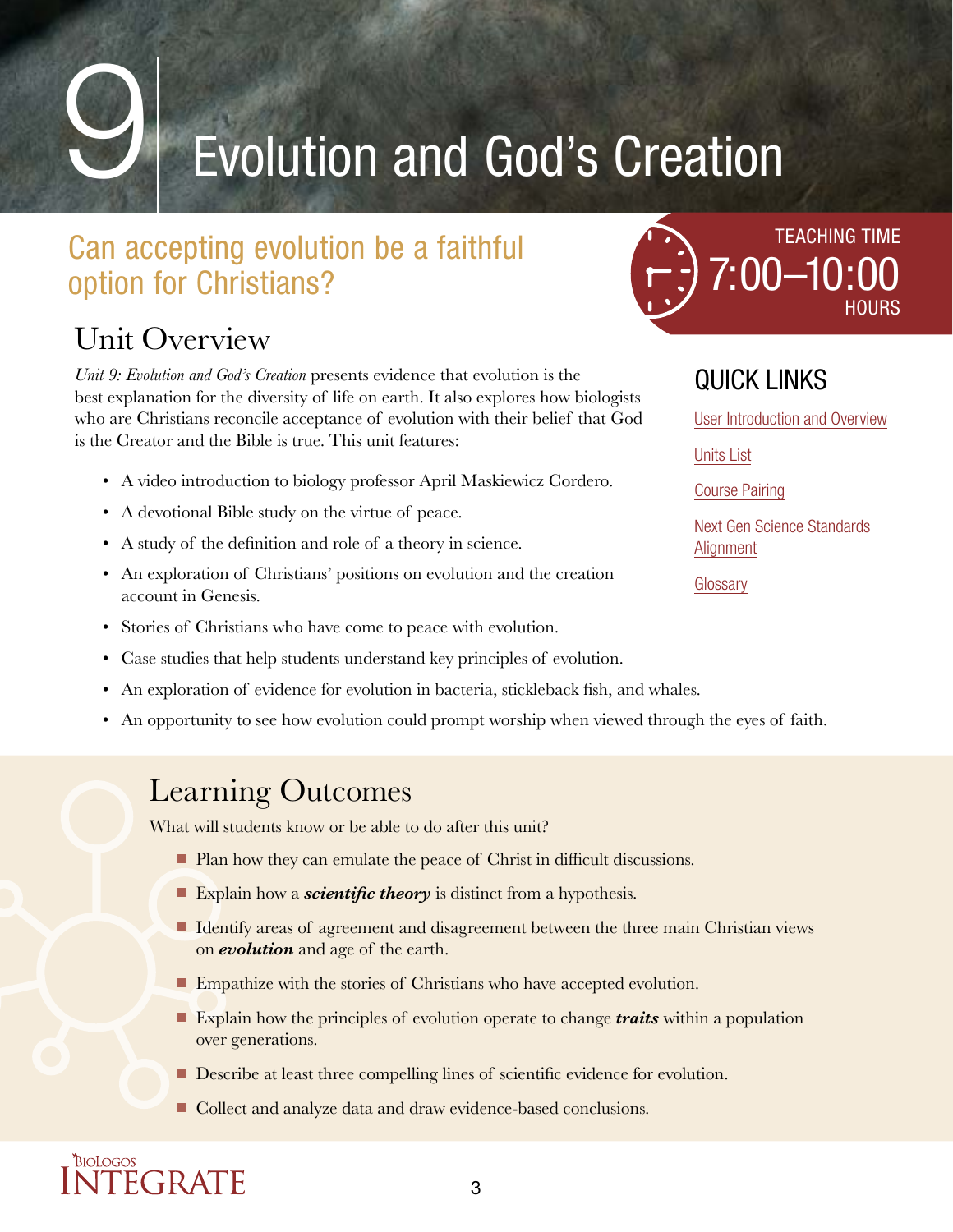# 9 Evolution and God's Creation

## Can accepting evolution be a faithful option for Christians?

TEACHING TIME
7:00–10:00 HOURS

## Unit Overview

*Unit 9: Evolution and God's Creation* presents evidence that evolution is the best explanation for the diversity of life on earth. It also explores how biologists who are Christians reconcile acceptance of evolution with their belief that God is the Creator and the Bible is true. This unit features:

- A video introduction to biology professor April Maskiewicz Cordero.
- A devotional Bible study on the virtue of peace.
- A study of the definition and role of a theory in science.
- An exploration of Christians' positions on evolution and the creation account in Genesis.
- Stories of Christians who have come to peace with evolution.
- Case studies that help students understand key principles of evolution.
- An exploration of evidence for evolution in bacteria, stickleback fish, and whales.
- An opportunity to see how evolution could prompt worship when viewed through the eyes of faith.

## QUICK LINKS

- User Introduction and Overview
- Units List
- Course Pairing
- Next Gen Science Standards Alignment
- Glossary

## Learning Outcomes

What will students know or be able to do after this unit?

- Plan how they can emulate the peace of Christ in difficult discussions.
- Explain how a ***scientific theory*** is distinct from a hypothesis.
- Identify areas of agreement and disagreement between the three main Christian views on ***evolution*** and age of the earth.
- Empathize with the stories of Christians who have accepted evolution.
- Explain how the principles of evolution operate to change ***traits*** within a population over generations.
- Describe at least three compelling lines of scientific evidence for evolution.
- Collect and analyze data and draw evidence-based conclusions.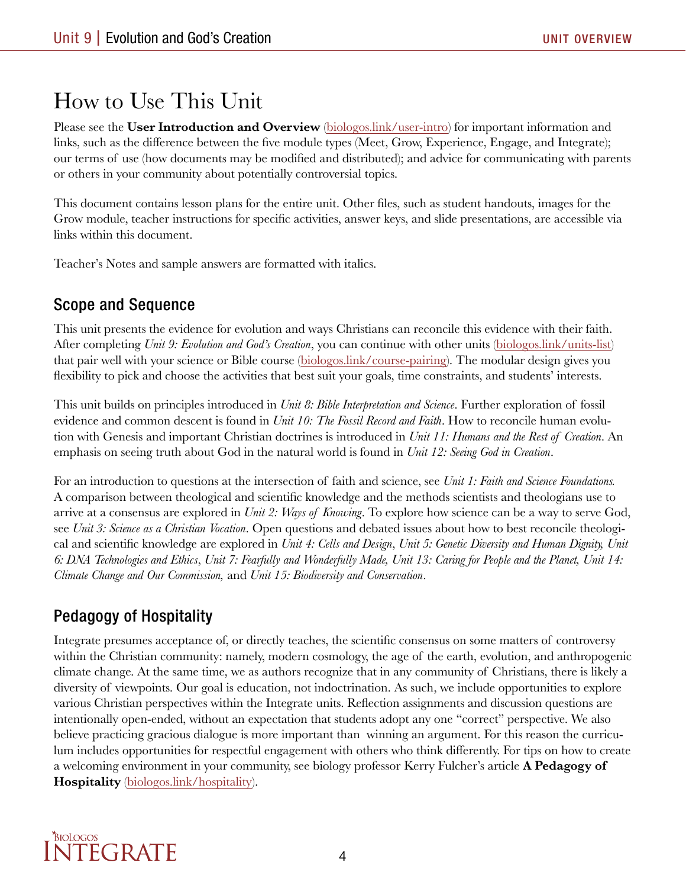# How to Use This Unit

Please see the **User Introduction and Overview** (biologos.link/user-intro) for important information and links, such as the difference between the five module types (Meet, Grow, Experience, Engage, and Integrate); our terms of use (how documents may be modified and distributed); and advice for communicating with parents or others in your community about potentially controversial topics.

This document contains lesson plans for the entire unit. Other files, such as student handouts, images for the Grow module, teacher instructions for specific activities, answer keys, and slide presentations, are accessible via links within this document.

Teacher's Notes and sample answers are formatted with italics.

## Scope and Sequence

This unit presents the evidence for evolution and ways Christians can reconcile this evidence with their faith. After completing *Unit 9: Evolution and God's Creation*, you can continue with other units (biologos.link/units-list) that pair well with your science or Bible course (biologos.link/course-pairing). The modular design gives you flexibility to pick and choose the activities that best suit your goals, time constraints, and students' interests.

This unit builds on principles introduced in *Unit 8: Bible Interpretation and Science*. Further exploration of fossil evidence and common descent is found in *Unit 10: The Fossil Record and Faith*. How to reconcile human evolution with Genesis and important Christian doctrines is introduced in *Unit 11: Humans and the Rest of Creation*. An emphasis on seeing truth about God in the natural world is found in *Unit 12: Seeing God in Creation*.

For an introduction to questions at the intersection of faith and science, see *Unit 1: Faith and Science Foundations.* A comparison between theological and scientific knowledge and the methods scientists and theologians use to arrive at a consensus are explored in *Unit 2: Ways of Knowing*. To explore how science can be a way to serve God, see *Unit 3: Science as a Christian Vocation*. Open questions and debated issues about how to best reconcile theological and scientific knowledge are explored in *Unit 4: Cells and Design*, *Unit 5: Genetic Diversity and Human Dignity, Unit 6: DNA Technologies and Ethics*, *Unit 7: Fearfully and Wonderfully Made, Unit 13: Caring for People and the Planet, Unit 14: Climate Change and Our Commission,* and *Unit 15: Biodiversity and Conservation*.

## Pedagogy of Hospitality

Integrate presumes acceptance of, or directly teaches, the scientific consensus on some matters of controversy within the Christian community: namely, modern cosmology, the age of the earth, evolution, and anthropogenic climate change. At the same time, we as authors recognize that in any community of Christians, there is likely a diversity of viewpoints. Our goal is education, not indoctrination. As such, we include opportunities to explore various Christian perspectives within the Integrate units. Reflection assignments and discussion questions are intentionally open-ended, without an expectation that students adopt any one "correct" perspective. We also believe practicing gracious dialogue is more important than winning an argument. For this reason the curriculum includes opportunities for respectful engagement with others who think differently. For tips on how to create a welcoming environment in your community, see biology professor Kerry Fulcher's article **A Pedagogy of Hospitality** (biologos.link/hospitality).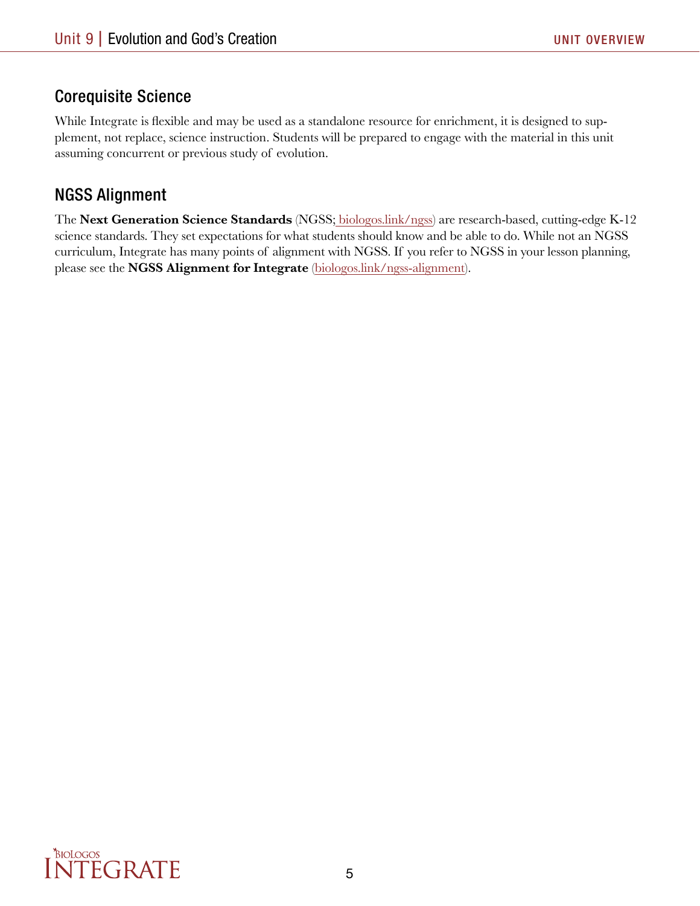## Corequisite Science

While Integrate is flexible and may be used as a standalone resource for enrichment, it is designed to supplement, not replace, science instruction. Students will be prepared to engage with the material in this unit assuming concurrent or previous study of evolution.

## NGSS Alignment

The **Next Generation Science Standards** (NGSS; biologos.link/ngss) are research-based, cutting-edge K-12 science standards. They set expectations for what students should know and be able to do. While not an NGSS curriculum, Integrate has many points of alignment with NGSS. If you refer to NGSS in your lesson planning, please see the **NGSS Alignment for Integrate** (biologos.link/ngss-alignment).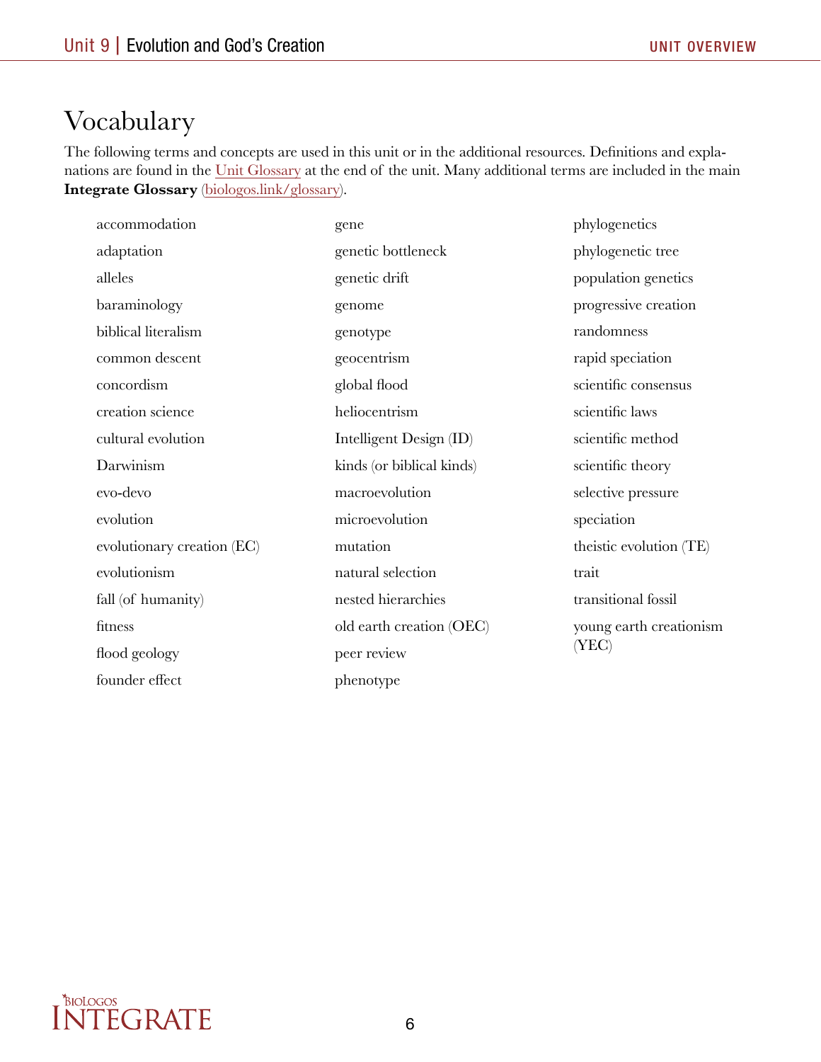# Vocabulary

The following terms and concepts are used in this unit or in the additional resources. Definitions and explanations are found in the Unit Glossary at the end of the unit. Many additional terms are included in the main **Integrate Glossary** (biologos.link/glossary).

- accommodation
- adaptation
- alleles
- baraminology
- biblical literalism
- common descent
- concordism
- creation science
- cultural evolution
- Darwinism
- evo-devo
- evolution
- evolutionary creation (EC)
- evolutionism
- fall (of humanity)
- fitness
- flood geology
- founder effect
- gene
- genetic bottleneck
- genetic drift
- genome
- genotype
- geocentrism
- global flood
- heliocentrism
- Intelligent Design (ID)
- kinds (or biblical kinds)
- macroevolution
- microevolution
- mutation
- natural selection
- nested hierarchies
- old earth creation (OEC)
- peer review
- phenotype
- phylogenetics
- phylogenetic tree
- population genetics
- progressive creation
- randomness
- rapid speciation
- scientific consensus
- scientific laws
- scientific method
- scientific theory
- selective pressure
- speciation
- theistic evolution (TE)
- trait
- transitional fossil
- young earth creationism (YEC)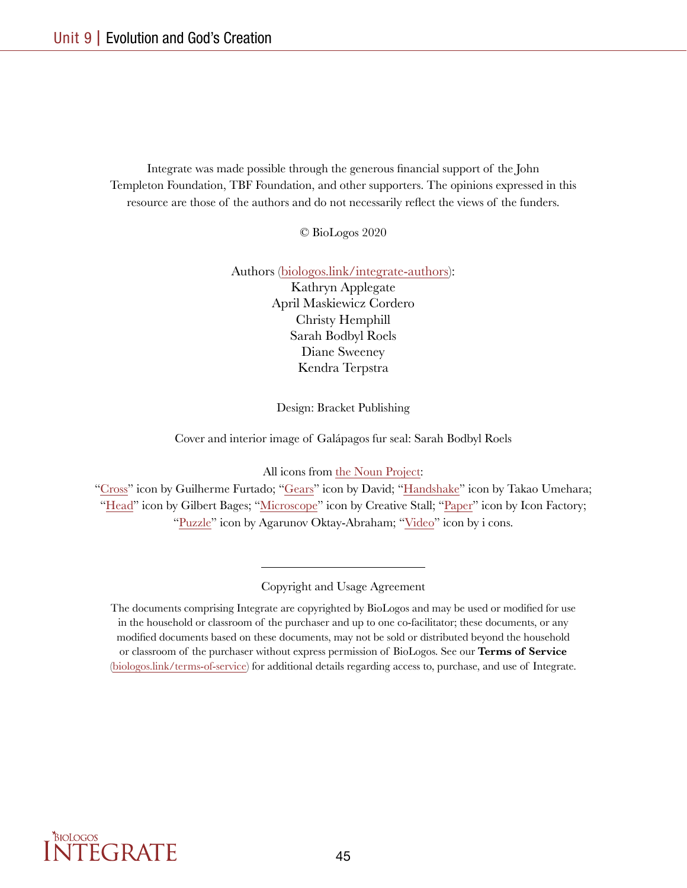Integrate was made possible through the generous financial support of the John Templeton Foundation, TBF Foundation, and other supporters. The opinions expressed in this resource are those of the authors and do not necessarily reflect the views of the funders.

© BioLogos 2020

Authors (biologos.link/integrate-authors):
Kathryn Applegate
April Maskiewicz Cordero
Christy Hemphill
Sarah Bodbyl Roels
Diane Sweeney
Kendra Terpstra

Design: Bracket Publishing

Cover and interior image of Galápagos fur seal: Sarah Bodbyl Roels

All icons from the Noun Project:
"Cross" icon by Guilherme Furtado; "Gears" icon by David; "Handshake" icon by Takao Umehara; "Head" icon by Gilbert Bages; "Microscope" icon by Creative Stall; "Paper" icon by Icon Factory; "Puzzle" icon by Agarunov Oktay-Abraham; "Video" icon by i cons.

---

Copyright and Usage Agreement

The documents comprising Integrate are copyrighted by BioLogos and may be used or modified for use in the household or classroom of the purchaser and up to one co-facilitator; these documents, or any modified documents based on these documents, may not be sold or distributed beyond the household or classroom of the purchaser without express permission of BioLogos. See our **Terms of Service** (biologos.link/terms-of-service) for additional details regarding access to, purchase, and use of Integrate.